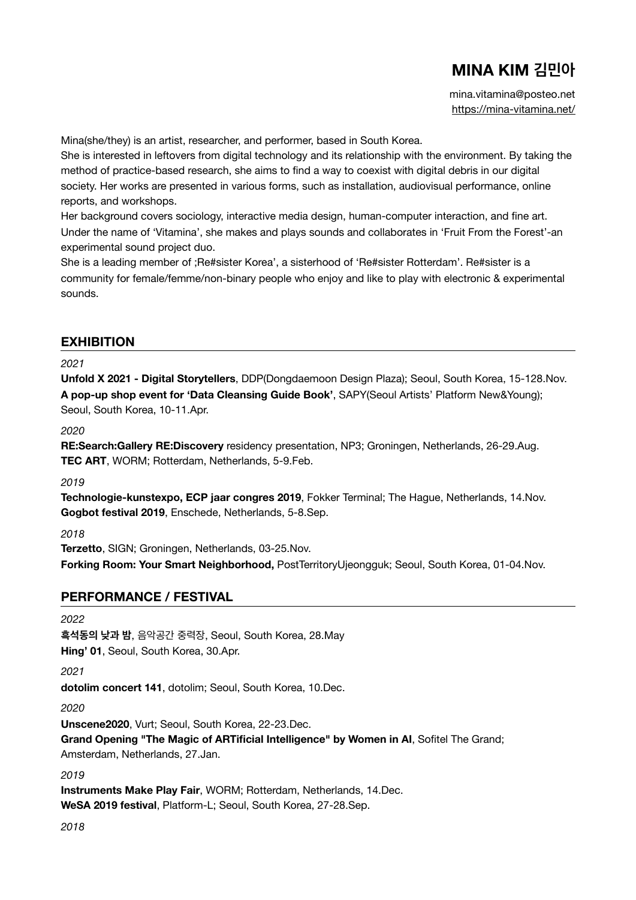# MINA KIM 김민아

mina.vitamina@posteo.net
https://mina-vitamina.net/

Mina(she/they) is an artist, researcher, and performer, based in South Korea.
She is interested in leftovers from digital technology and its relationship with the environment. By taking the method of practice-based research, she aims to find a way to coexist with digital debris in our digital society. Her works are presented in various forms, such as installation, audiovisual performance, online reports, and workshops.
Her background covers sociology, interactive media design, human-computer interaction, and fine art.
Under the name of 'Vitamina', she makes and plays sounds and collaborates in 'Fruit From the Forest'-an experimental sound project duo.
She is a leading member of ;Re#sister Korea', a sisterhood of 'Re#sister Rotterdam'. Re#sister is a community for female/femme/non-binary people who enjoy and like to play with electronic & experimental sounds.

## EXHIBITION

*2021*

**Unfold X 2021 - Digital Storytellers**, DDP(Dongdaemoon Design Plaza); Seoul, South Korea, 15-128.Nov.
**A pop-up shop event for 'Data Cleansing Guide Book'**, SAPY(Seoul Artists' Platform New&Young); Seoul, South Korea, 10-11.Apr.

*2020*

**RE:Search:Gallery RE:Discovery** residency presentation, NP3; Groningen, Netherlands, 26-29.Aug.
**TEC ART**, WORM; Rotterdam, Netherlands, 5-9.Feb.

*2019*

**Technologie-kunstexpo, ECP jaar congres 2019**, Fokker Terminal; The Hague, Netherlands, 14.Nov.
**Gogbot festival 2019**, Enschede, Netherlands, 5-8.Sep.

*2018*

**Terzetto**, SIGN; Groningen, Netherlands, 03-25.Nov.
**Forking Room: Your Smart Neighborhood,** PostTerritoryUjeongguk; Seoul, South Korea, 01-04.Nov.

## PERFORMANCE / FESTIVAL

*2022*

**흑석동의 낮과 밤**, 음악공간 중력장, Seoul, South Korea, 28.May
**Hing' 01**, Seoul, South Korea, 30.Apr.

*2021*

**dotolim concert 141**, dotolim; Seoul, South Korea, 10.Dec.

*2020*

**Unscene2020**, Vurt; Seoul, South Korea, 22-23.Dec.
**Grand Opening "The Magic of ARTificial Intelligence" by Women in AI**, Sofitel The Grand; Amsterdam, Netherlands, 27.Jan.

*2019*

**Instruments Make Play Fair**, WORM; Rotterdam, Netherlands, 14.Dec.
**WeSA 2019 festival**, Platform-L; Seoul, South Korea, 27-28.Sep.

*2018*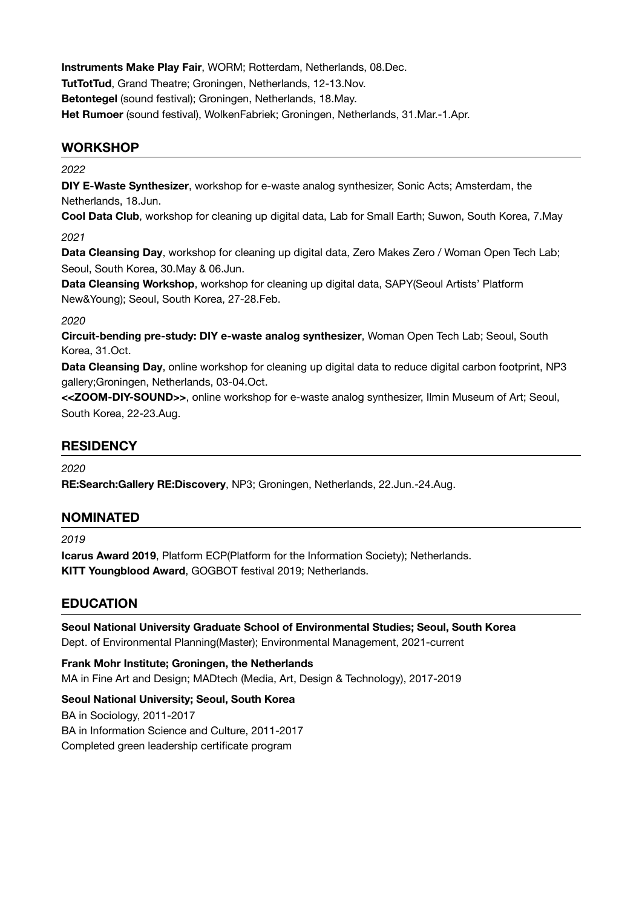**Instruments Make Play Fair**, WORM; Rotterdam, Netherlands, 08.Dec.
**TutTotTud**, Grand Theatre; Groningen, Netherlands, 12-13.Nov.
**Betontegel** (sound festival); Groningen, Netherlands, 18.May.
**Het Rumoer** (sound festival), WolkenFabriek; Groningen, Netherlands, 31.Mar.-1.Apr.

## WORKSHOP

*2022*

**DIY E-Waste Synthesizer**, workshop for e-waste analog synthesizer, Sonic Acts; Amsterdam, the Netherlands, 18.Jun.
**Cool Data Club**, workshop for cleaning up digital data, Lab for Small Earth; Suwon, South Korea, 7.May

*2021*

**Data Cleansing Day**, workshop for cleaning up digital data, Zero Makes Zero / Woman Open Tech Lab; Seoul, South Korea, 30.May & 06.Jun.
**Data Cleansing Workshop**, workshop for cleaning up digital data, SAPY(Seoul Artists' Platform New&Young); Seoul, South Korea, 27-28.Feb.

*2020*

**Circuit-bending pre-study: DIY e-waste analog synthesizer**, Woman Open Tech Lab; Seoul, South Korea, 31.Oct.
**Data Cleansing Day**, online workshop for cleaning up digital data to reduce digital carbon footprint, NP3 gallery;Groningen, Netherlands, 03-04.Oct.
**<<ZOOM-DIY-SOUND>>**, online workshop for e-waste analog synthesizer, Ilmin Museum of Art; Seoul, South Korea, 22-23.Aug.

## RESIDENCY

*2020*

**RE:Search:Gallery RE:Discovery**, NP3; Groningen, Netherlands, 22.Jun.-24.Aug.

## NOMINATED

*2019*

**Icarus Award 2019**, Platform ECP(Platform for the Information Society); Netherlands.
**KITT Youngblood Award**, GOGBOT festival 2019; Netherlands.

## EDUCATION

**Seoul National University Graduate School of Environmental Studies; Seoul, South Korea**
Dept. of Environmental Planning(Master); Environmental Management, 2021-current

**Frank Mohr Institute; Groningen, the Netherlands**
MA in Fine Art and Design; MADtech (Media, Art, Design & Technology), 2017-2019

**Seoul National University; Seoul, South Korea**
BA in Sociology, 2011-2017
BA in Information Science and Culture, 2011-2017
Completed green leadership certificate program